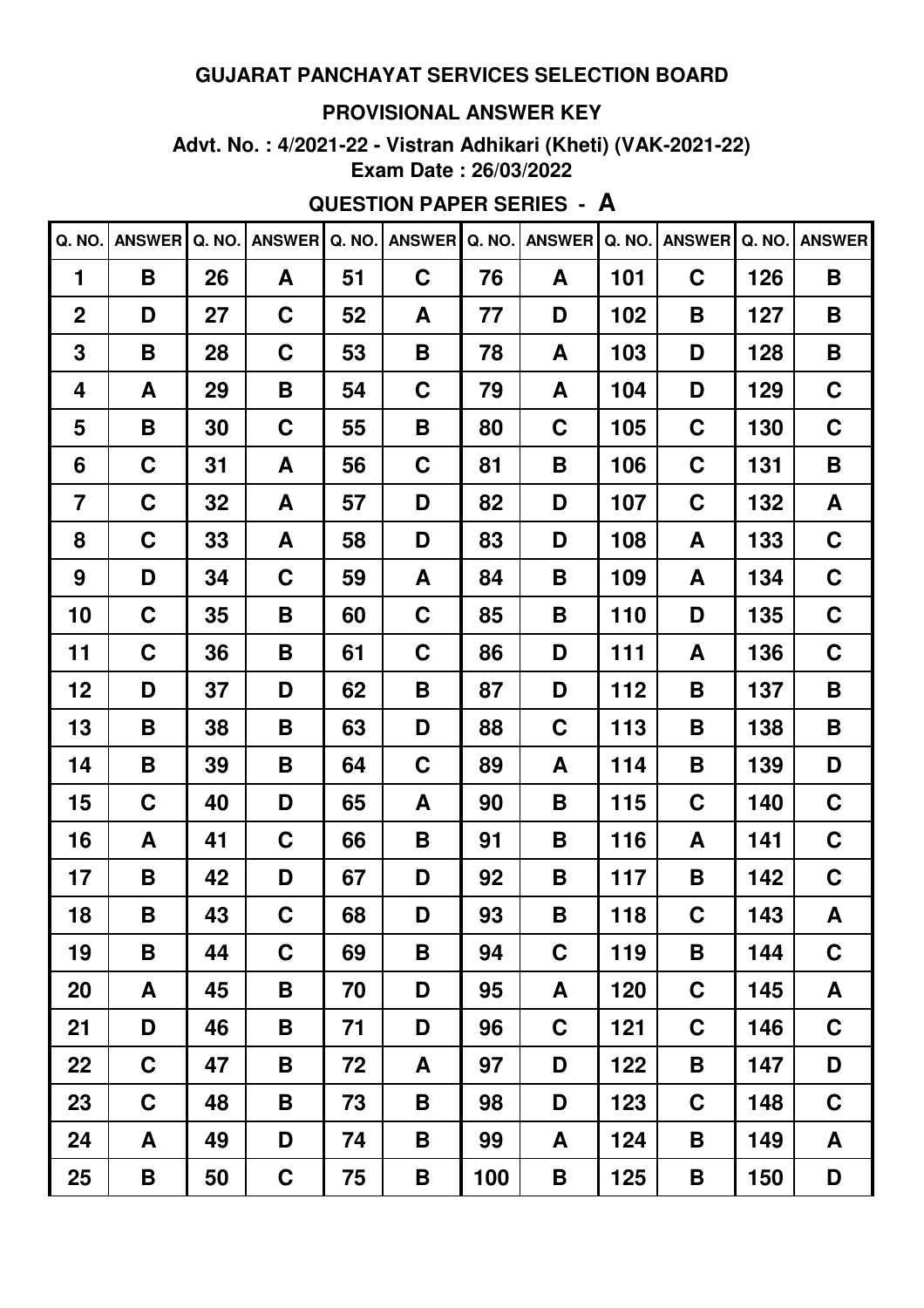**GUJARAT PANCHAYAT SERVICES SELECTION BOARD**

**PROVISIONAL ANSWER KEY**

**Advt. No. : 4/2021-22 - Vistran Adhikari (Kheti) (VAK-2021-22)**

**Exam Date : 26/03/2022**

**QUESTION PAPER SERIES - A**

| Q. NO. | ANSWER | Q. NO. | ANSWER | Q. NO. | ANSWER | Q. NO. | ANSWER | Q. NO. | ANSWER | Q. NO. | ANSWER |
|---|---|---|---|---|---|---|---|---|---|---|---|
| 1 | B | 26 | A | 51 | C | 76 | A | 101 | C | 126 | B |
| 2 | D | 27 | C | 52 | A | 77 | D | 102 | B | 127 | B |
| 3 | B | 28 | C | 53 | B | 78 | A | 103 | D | 128 | B |
| 4 | A | 29 | B | 54 | C | 79 | A | 104 | D | 129 | C |
| 5 | B | 30 | C | 55 | B | 80 | C | 105 | C | 130 | C |
| 6 | C | 31 | A | 56 | C | 81 | B | 106 | C | 131 | B |
| 7 | C | 32 | A | 57 | D | 82 | D | 107 | C | 132 | A |
| 8 | C | 33 | A | 58 | D | 83 | D | 108 | A | 133 | C |
| 9 | D | 34 | C | 59 | A | 84 | B | 109 | A | 134 | C |
| 10 | C | 35 | B | 60 | C | 85 | B | 110 | D | 135 | C |
| 11 | C | 36 | B | 61 | C | 86 | D | 111 | A | 136 | C |
| 12 | D | 37 | D | 62 | B | 87 | D | 112 | B | 137 | B |
| 13 | B | 38 | B | 63 | D | 88 | C | 113 | B | 138 | B |
| 14 | B | 39 | B | 64 | C | 89 | A | 114 | B | 139 | D |
| 15 | C | 40 | D | 65 | A | 90 | B | 115 | C | 140 | C |
| 16 | A | 41 | C | 66 | B | 91 | B | 116 | A | 141 | C |
| 17 | B | 42 | D | 67 | D | 92 | B | 117 | B | 142 | C |
| 18 | B | 43 | C | 68 | D | 93 | B | 118 | C | 143 | A |
| 19 | B | 44 | C | 69 | B | 94 | C | 119 | B | 144 | C |
| 20 | A | 45 | B | 70 | D | 95 | A | 120 | C | 145 | A |
| 21 | D | 46 | B | 71 | D | 96 | C | 121 | C | 146 | C |
| 22 | C | 47 | B | 72 | A | 97 | D | 122 | B | 147 | D |
| 23 | C | 48 | B | 73 | B | 98 | D | 123 | C | 148 | C |
| 24 | A | 49 | D | 74 | B | 99 | A | 124 | B | 149 | A |
| 25 | B | 50 | C | 75 | B | 100 | B | 125 | B | 150 | D |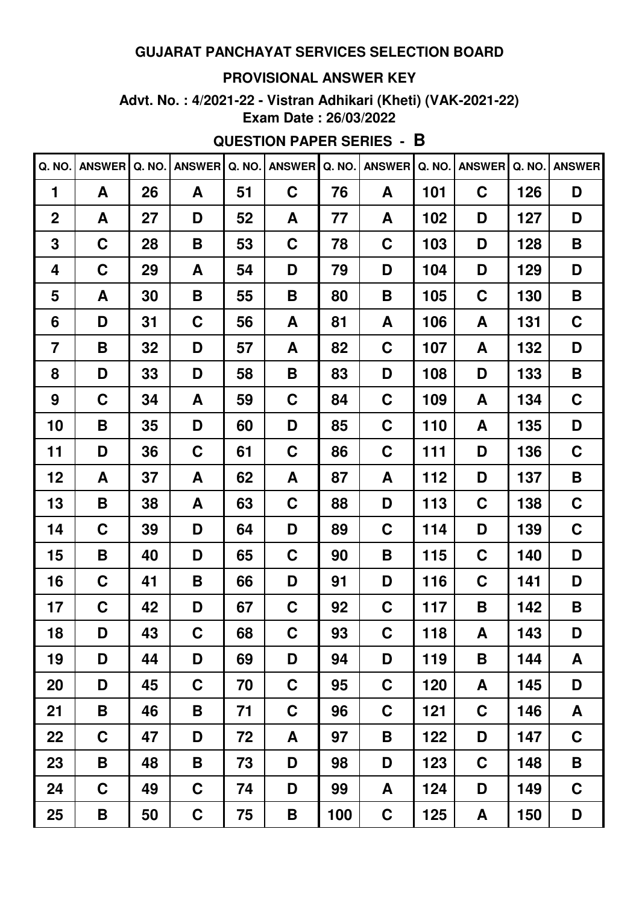**GUJARAT PANCHAYAT SERVICES SELECTION BOARD**

**PROVISIONAL ANSWER KEY**

**Advt. No. : 4/2021-22 - Vistran Adhikari (Kheti) (VAK-2021-22)**
**Exam Date : 26/03/2022**

**QUESTION PAPER SERIES - B**

| Q. NO. | ANSWER | Q. NO. | ANSWER | Q. NO. | ANSWER | Q. NO. | ANSWER | Q. NO. | ANSWER | Q. NO. | ANSWER |
|---|---|---|---|---|---|---|---|---|---|---|---|
| 1 | A | 26 | A | 51 | C | 76 | A | 101 | C | 126 | D |
| 2 | A | 27 | D | 52 | A | 77 | A | 102 | D | 127 | D |
| 3 | C | 28 | B | 53 | C | 78 | C | 103 | D | 128 | B |
| 4 | C | 29 | A | 54 | D | 79 | D | 104 | D | 129 | D |
| 5 | A | 30 | B | 55 | B | 80 | B | 105 | C | 130 | B |
| 6 | D | 31 | C | 56 | A | 81 | A | 106 | A | 131 | C |
| 7 | B | 32 | D | 57 | A | 82 | C | 107 | A | 132 | D |
| 8 | D | 33 | D | 58 | B | 83 | D | 108 | D | 133 | B |
| 9 | C | 34 | A | 59 | C | 84 | C | 109 | A | 134 | C |
| 10 | B | 35 | D | 60 | D | 85 | C | 110 | A | 135 | D |
| 11 | D | 36 | C | 61 | C | 86 | C | 111 | D | 136 | C |
| 12 | A | 37 | A | 62 | A | 87 | A | 112 | D | 137 | B |
| 13 | B | 38 | A | 63 | C | 88 | D | 113 | C | 138 | C |
| 14 | C | 39 | D | 64 | D | 89 | C | 114 | D | 139 | C |
| 15 | B | 40 | D | 65 | C | 90 | B | 115 | C | 140 | D |
| 16 | C | 41 | B | 66 | D | 91 | D | 116 | C | 141 | D |
| 17 | C | 42 | D | 67 | C | 92 | C | 117 | B | 142 | B |
| 18 | D | 43 | C | 68 | C | 93 | C | 118 | A | 143 | D |
| 19 | D | 44 | D | 69 | D | 94 | D | 119 | B | 144 | A |
| 20 | D | 45 | C | 70 | C | 95 | C | 120 | A | 145 | D |
| 21 | B | 46 | B | 71 | C | 96 | C | 121 | C | 146 | A |
| 22 | C | 47 | D | 72 | A | 97 | B | 122 | D | 147 | C |
| 23 | B | 48 | B | 73 | D | 98 | D | 123 | C | 148 | B |
| 24 | C | 49 | C | 74 | D | 99 | A | 124 | D | 149 | C |
| 25 | B | 50 | C | 75 | B | 100 | C | 125 | A | 150 | D |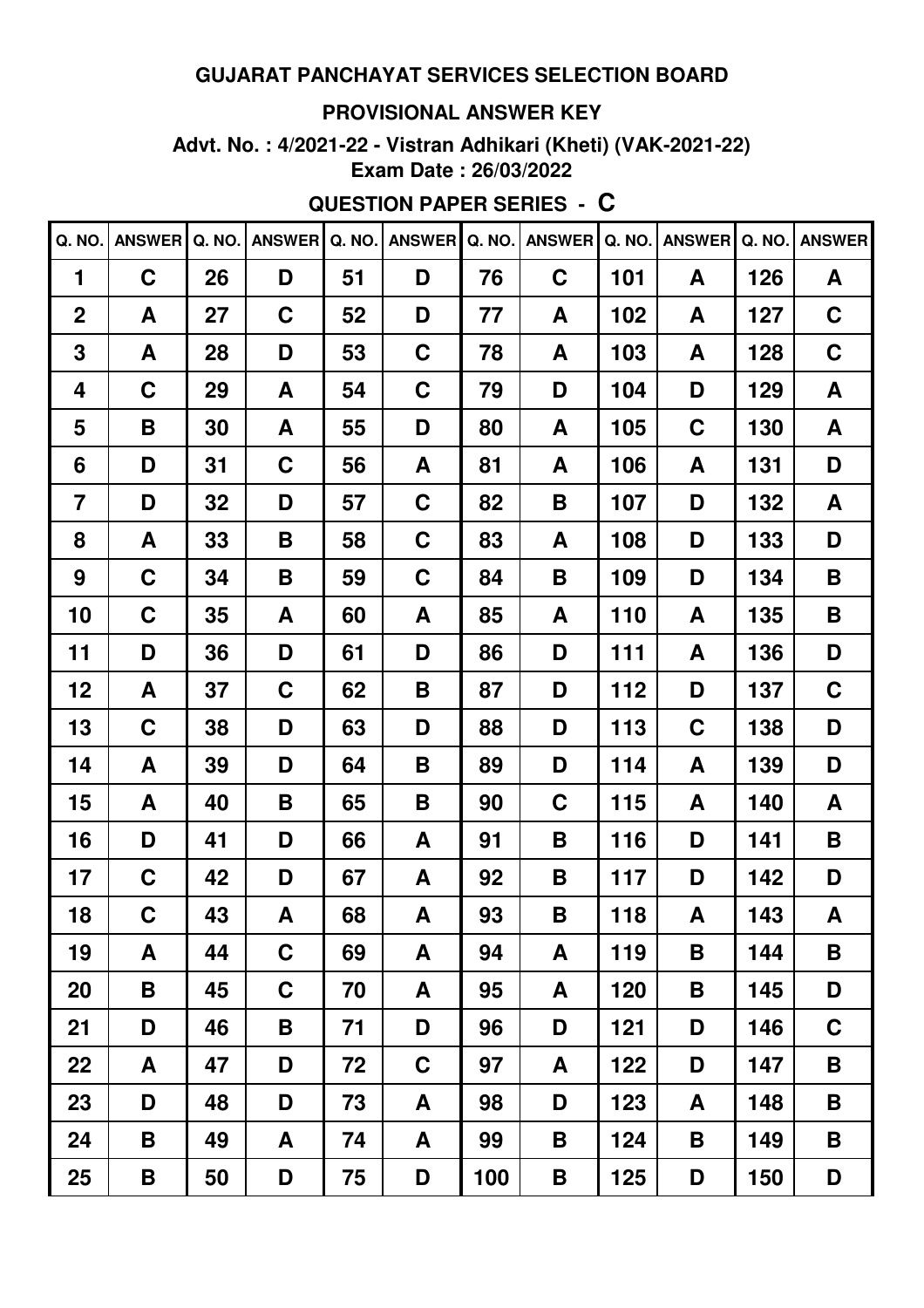# GUJARAT PANCHAYAT SERVICES SELECTION BOARD

## PROVISIONAL ANSWER KEY

**Advt. No. : 4/2021-22 - Vistran Adhikari (Kheti) (VAK-2021-22)**
**Exam Date : 26/03/2022**

## QUESTION PAPER SERIES - C

| Q. NO. | ANSWER | Q. NO. | ANSWER | Q. NO. | ANSWER | Q. NO. | ANSWER | Q. NO. | ANSWER | Q. NO. | ANSWER |
|---|---|---|---|---|---|---|---|---|---|---|---|
| 1 | C | 26 | D | 51 | D | 76 | C | 101 | A | 126 | A |
| 2 | A | 27 | C | 52 | D | 77 | A | 102 | A | 127 | C |
| 3 | A | 28 | D | 53 | C | 78 | A | 103 | A | 128 | C |
| 4 | C | 29 | A | 54 | C | 79 | D | 104 | D | 129 | A |
| 5 | B | 30 | A | 55 | D | 80 | A | 105 | C | 130 | A |
| 6 | D | 31 | C | 56 | A | 81 | A | 106 | A | 131 | D |
| 7 | D | 32 | D | 57 | C | 82 | B | 107 | D | 132 | A |
| 8 | A | 33 | B | 58 | C | 83 | A | 108 | D | 133 | D |
| 9 | C | 34 | B | 59 | C | 84 | B | 109 | D | 134 | B |
| 10 | C | 35 | A | 60 | A | 85 | A | 110 | A | 135 | B |
| 11 | D | 36 | D | 61 | D | 86 | D | 111 | A | 136 | D |
| 12 | A | 37 | C | 62 | B | 87 | D | 112 | D | 137 | C |
| 13 | C | 38 | D | 63 | D | 88 | D | 113 | C | 138 | D |
| 14 | A | 39 | D | 64 | B | 89 | D | 114 | A | 139 | D |
| 15 | A | 40 | B | 65 | B | 90 | C | 115 | A | 140 | A |
| 16 | D | 41 | D | 66 | A | 91 | B | 116 | D | 141 | B |
| 17 | C | 42 | D | 67 | A | 92 | B | 117 | D | 142 | D |
| 18 | C | 43 | A | 68 | A | 93 | B | 118 | A | 143 | A |
| 19 | A | 44 | C | 69 | A | 94 | A | 119 | B | 144 | B |
| 20 | B | 45 | C | 70 | A | 95 | A | 120 | B | 145 | D |
| 21 | D | 46 | B | 71 | D | 96 | D | 121 | D | 146 | C |
| 22 | A | 47 | D | 72 | C | 97 | A | 122 | D | 147 | B |
| 23 | D | 48 | D | 73 | A | 98 | D | 123 | A | 148 | B |
| 24 | B | 49 | A | 74 | A | 99 | B | 124 | B | 149 | B |
| 25 | B | 50 | D | 75 | D | 100 | B | 125 | D | 150 | D |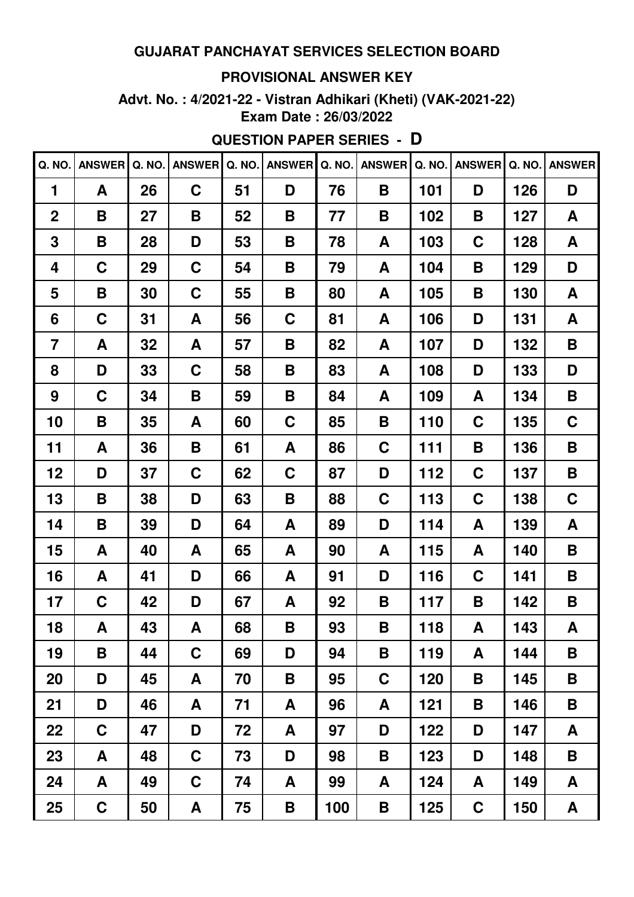# GUJARAT PANCHAYAT SERVICES SELECTION BOARD

## PROVISIONAL ANSWER KEY

**Advt. No. : 4/2021-22 - Vistran Adhikari (Kheti) (VAK-2021-22)**
**Exam Date : 26/03/2022**

## QUESTION PAPER SERIES - D

| Q. NO. | ANSWER | Q. NO. | ANSWER | Q. NO. | ANSWER | Q. NO. | ANSWER | Q. NO. | ANSWER | Q. NO. | ANSWER |
|---|---|---|---|---|---|---|---|---|---|---|---|
| 1 | A | 26 | C | 51 | D | 76 | B | 101 | D | 126 | D |
| 2 | B | 27 | B | 52 | B | 77 | B | 102 | B | 127 | A |
| 3 | B | 28 | D | 53 | B | 78 | A | 103 | C | 128 | A |
| 4 | C | 29 | C | 54 | B | 79 | A | 104 | B | 129 | D |
| 5 | B | 30 | C | 55 | B | 80 | A | 105 | B | 130 | A |
| 6 | C | 31 | A | 56 | C | 81 | A | 106 | D | 131 | A |
| 7 | A | 32 | A | 57 | B | 82 | A | 107 | D | 132 | B |
| 8 | D | 33 | C | 58 | B | 83 | A | 108 | D | 133 | D |
| 9 | C | 34 | B | 59 | B | 84 | A | 109 | A | 134 | B |
| 10 | B | 35 | A | 60 | C | 85 | B | 110 | C | 135 | C |
| 11 | A | 36 | B | 61 | A | 86 | C | 111 | B | 136 | B |
| 12 | D | 37 | C | 62 | C | 87 | D | 112 | C | 137 | B |
| 13 | B | 38 | D | 63 | B | 88 | C | 113 | C | 138 | C |
| 14 | B | 39 | D | 64 | A | 89 | D | 114 | A | 139 | A |
| 15 | A | 40 | A | 65 | A | 90 | A | 115 | A | 140 | B |
| 16 | A | 41 | D | 66 | A | 91 | D | 116 | C | 141 | B |
| 17 | C | 42 | D | 67 | A | 92 | B | 117 | B | 142 | B |
| 18 | A | 43 | A | 68 | B | 93 | B | 118 | A | 143 | A |
| 19 | B | 44 | C | 69 | D | 94 | B | 119 | A | 144 | B |
| 20 | D | 45 | A | 70 | B | 95 | C | 120 | B | 145 | B |
| 21 | D | 46 | A | 71 | A | 96 | A | 121 | B | 146 | B |
| 22 | C | 47 | D | 72 | A | 97 | D | 122 | D | 147 | A |
| 23 | A | 48 | C | 73 | D | 98 | B | 123 | D | 148 | B |
| 24 | A | 49 | C | 74 | A | 99 | A | 124 | A | 149 | A |
| 25 | C | 50 | A | 75 | B | 100 | B | 125 | C | 150 | A |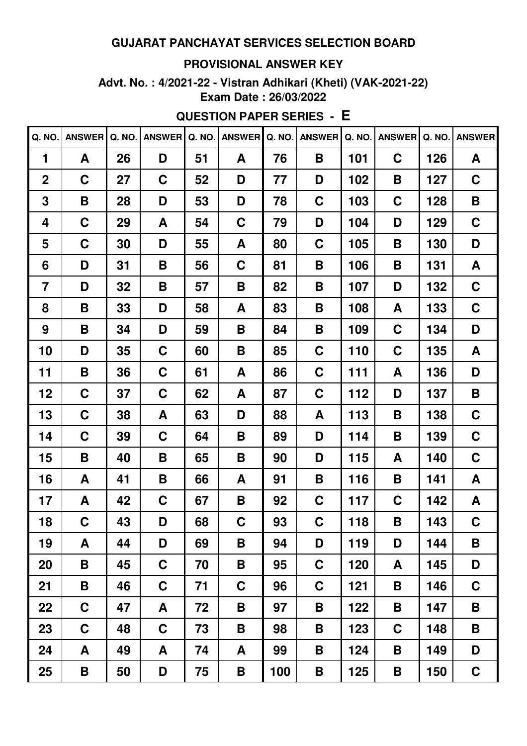# GUJARAT PANCHAYAT SERVICES SELECTION BOARD

## PROVISIONAL ANSWER KEY

**Advt. No. : 4/2021-22 - Vistran Adhikari (Kheti) (VAK-2021-22)**

**Exam Date : 26/03/2022**

## QUESTION PAPER SERIES - E

| Q. NO. | ANSWER | Q. NO. | ANSWER | Q. NO. | ANSWER | Q. NO. | ANSWER | Q. NO. | ANSWER | Q. NO. | ANSWER |
|---|---|---|---|---|---|---|---|---|---|---|---|
| 1 | A | 26 | D | 51 | A | 76 | B | 101 | C | 126 | A |
| 2 | C | 27 | C | 52 | D | 77 | D | 102 | B | 127 | C |
| 3 | B | 28 | D | 53 | D | 78 | C | 103 | C | 128 | B |
| 4 | C | 29 | A | 54 | C | 79 | D | 104 | D | 129 | C |
| 5 | C | 30 | D | 55 | A | 80 | C | 105 | B | 130 | D |
| 6 | D | 31 | B | 56 | C | 81 | B | 106 | B | 131 | A |
| 7 | D | 32 | B | 57 | B | 82 | B | 107 | D | 132 | C |
| 8 | B | 33 | D | 58 | A | 83 | B | 108 | A | 133 | C |
| 9 | B | 34 | D | 59 | B | 84 | B | 109 | C | 134 | D |
| 10 | D | 35 | C | 60 | B | 85 | C | 110 | C | 135 | A |
| 11 | B | 36 | C | 61 | A | 86 | C | 111 | A | 136 | D |
| 12 | C | 37 | C | 62 | A | 87 | C | 112 | D | 137 | B |
| 13 | C | 38 | A | 63 | D | 88 | A | 113 | B | 138 | C |
| 14 | C | 39 | C | 64 | B | 89 | D | 114 | B | 139 | C |
| 15 | B | 40 | B | 65 | B | 90 | D | 115 | A | 140 | C |
| 16 | A | 41 | B | 66 | A | 91 | B | 116 | B | 141 | A |
| 17 | A | 42 | C | 67 | B | 92 | C | 117 | C | 142 | A |
| 18 | C | 43 | D | 68 | C | 93 | C | 118 | B | 143 | C |
| 19 | A | 44 | D | 69 | B | 94 | D | 119 | D | 144 | B |
| 20 | B | 45 | C | 70 | B | 95 | C | 120 | A | 145 | D |
| 21 | B | 46 | C | 71 | C | 96 | C | 121 | B | 146 | C |
| 22 | C | 47 | A | 72 | B | 97 | B | 122 | B | 147 | B |
| 23 | C | 48 | C | 73 | B | 98 | B | 123 | C | 148 | B |
| 24 | A | 49 | A | 74 | A | 99 | B | 124 | B | 149 | D |
| 25 | B | 50 | D | 75 | B | 100 | B | 125 | B | 150 | C |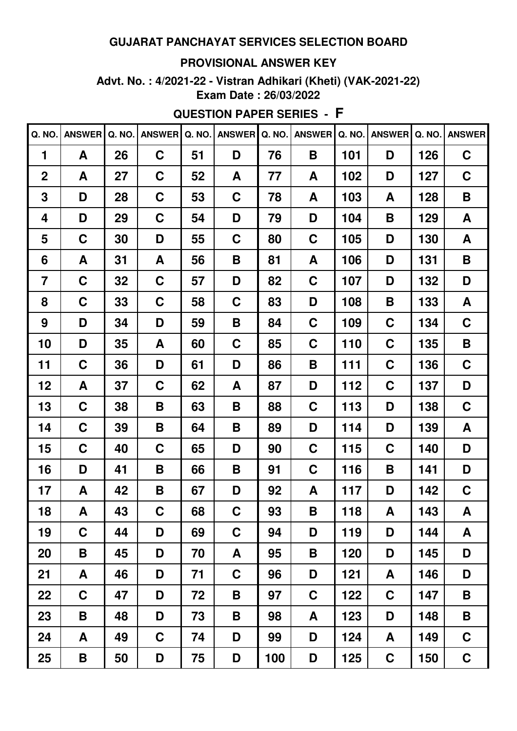# GUJARAT PANCHAYAT SERVICES SELECTION BOARD

## PROVISIONAL ANSWER KEY

**Advt. No. : 4/2021-22 - Vistran Adhikari (Kheti) (VAK-2021-22)**
**Exam Date : 26/03/2022**

### QUESTION PAPER SERIES - F

| Q. NO. | ANSWER | Q. NO. | ANSWER | Q. NO. | ANSWER | Q. NO. | ANSWER | Q. NO. | ANSWER | Q. NO. | ANSWER |
|---|---|---|---|---|---|---|---|---|---|---|---|
| 1 | A | 26 | C | 51 | D | 76 | B | 101 | D | 126 | C |
| 2 | A | 27 | C | 52 | A | 77 | A | 102 | D | 127 | C |
| 3 | D | 28 | C | 53 | C | 78 | A | 103 | A | 128 | B |
| 4 | D | 29 | C | 54 | D | 79 | D | 104 | B | 129 | A |
| 5 | C | 30 | D | 55 | C | 80 | C | 105 | D | 130 | A |
| 6 | A | 31 | A | 56 | B | 81 | A | 106 | D | 131 | B |
| 7 | C | 32 | C | 57 | D | 82 | C | 107 | D | 132 | D |
| 8 | C | 33 | C | 58 | C | 83 | D | 108 | B | 133 | A |
| 9 | D | 34 | D | 59 | B | 84 | C | 109 | C | 134 | C |
| 10 | D | 35 | A | 60 | C | 85 | C | 110 | C | 135 | B |
| 11 | C | 36 | D | 61 | D | 86 | B | 111 | C | 136 | C |
| 12 | A | 37 | C | 62 | A | 87 | D | 112 | C | 137 | D |
| 13 | C | 38 | B | 63 | B | 88 | C | 113 | D | 138 | C |
| 14 | C | 39 | B | 64 | B | 89 | D | 114 | D | 139 | A |
| 15 | C | 40 | C | 65 | D | 90 | C | 115 | C | 140 | D |
| 16 | D | 41 | B | 66 | B | 91 | C | 116 | B | 141 | D |
| 17 | A | 42 | B | 67 | D | 92 | A | 117 | D | 142 | C |
| 18 | A | 43 | C | 68 | C | 93 | B | 118 | A | 143 | A |
| 19 | C | 44 | D | 69 | C | 94 | D | 119 | D | 144 | A |
| 20 | B | 45 | D | 70 | A | 95 | B | 120 | D | 145 | D |
| 21 | A | 46 | D | 71 | C | 96 | D | 121 | A | 146 | D |
| 22 | C | 47 | D | 72 | B | 97 | C | 122 | C | 147 | B |
| 23 | B | 48 | D | 73 | B | 98 | A | 123 | D | 148 | B |
| 24 | A | 49 | C | 74 | D | 99 | D | 124 | A | 149 | C |
| 25 | B | 50 | D | 75 | D | 100 | D | 125 | C | 150 | C |